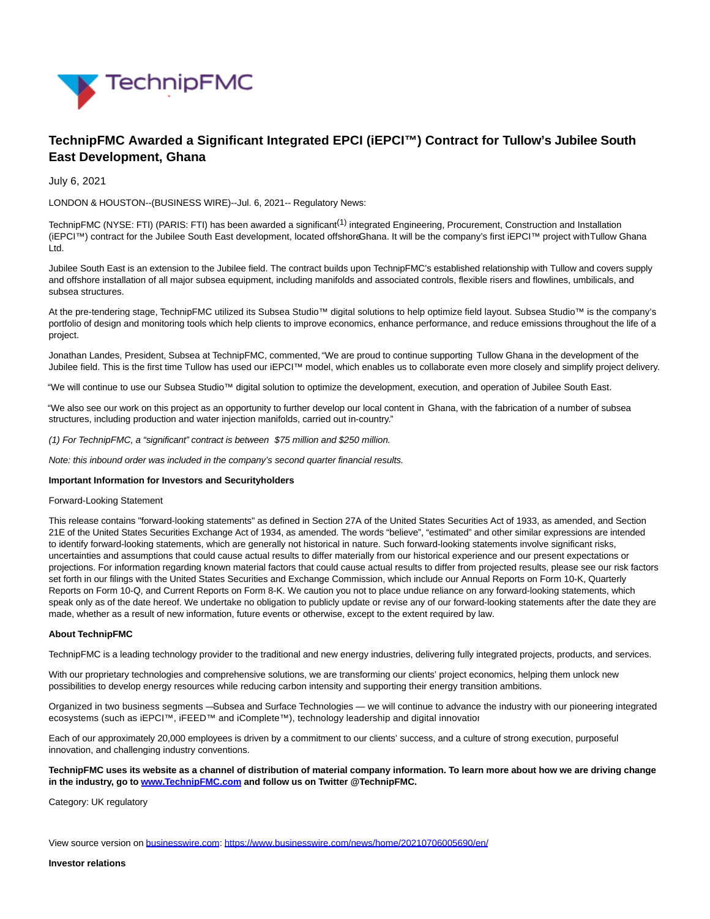# TechnipFMC Awarded a Significant Integrated EPCI (iEPCI™) Contract for Tullow's Jubilee South East Development, Ghana

July 6, 2021

LONDON & HOUSTON--(BUSINESS WIRE)--Jul. 6, 2021-- Regulatory News:

TechnipFMC (NYSE: FTI) (PARIS: FTI) has been awarded a significant[(1)] integrated Engineering, Procurement, Construction and Installation (iEPCI™) contract for the Jubilee South East development, located offshore Ghana. It will be the company's first iEPCI™ project with Tullow Ghana Ltd.

Jubilee South East is an extension to the Jubilee field. The contract builds upon TechnipFMC's established relationship with Tullow and covers supply and offshore installation of all major subsea equipment, including manifolds and associated controls, flexible risers and flowlines, umbilicals, and subsea structures.

At the pre-tendering stage, TechnipFMC utilized its Subsea Studio™ digital solutions to help optimize field layout. Subsea Studio™ is the company's portfolio of design and monitoring tools which help clients to improve economics, enhance performance, and reduce emissions throughout the life of a project.

Jonathan Landes, President, Subsea at TechnipFMC, commented, "We are proud to continue supporting Tullow Ghana in the development of the Jubilee field. This is the first time Tullow has used our iEPCI™ model, which enables us to collaborate even more closely and simplify project delivery.

"We will continue to use our Subsea Studio™ digital solution to optimize the development, execution, and operation of Jubilee South East.

"We also see our work on this project as an opportunity to further develop our local content in Ghana, with the fabrication of a number of subsea structures, including production and water injection manifolds, carried out in-country."

*(1) For TechnipFMC, a "significant" contract is between $75 million and $250 million.*

*Note: this inbound order was included in the company's second quarter financial results.*

**Important Information for Investors and Securityholders**

Forward-Looking Statement

This release contains "forward-looking statements" as defined in Section 27A of the United States Securities Act of 1933, as amended, and Section 21E of the United States Securities Exchange Act of 1934, as amended. The words "believe", "estimated" and other similar expressions are intended to identify forward-looking statements, which are generally not historical in nature. Such forward-looking statements involve significant risks, uncertainties and assumptions that could cause actual results to differ materially from our historical experience and our present expectations or projections. For information regarding known material factors that could cause actual results to differ from projected results, please see our risk factors set forth in our filings with the United States Securities and Exchange Commission, which include our Annual Reports on Form 10-K, Quarterly Reports on Form 10-Q, and Current Reports on Form 8-K. We caution you not to place undue reliance on any forward-looking statements, which speak only as of the date hereof. We undertake no obligation to publicly update or revise any of our forward-looking statements after the date they are made, whether as a result of new information, future events or otherwise, except to the extent required by law.

**About TechnipFMC**

TechnipFMC is a leading technology provider to the traditional and new energy industries, delivering fully integrated projects, products, and services.

With our proprietary technologies and comprehensive solutions, we are transforming our clients' project economics, helping them unlock new possibilities to develop energy resources while reducing carbon intensity and supporting their energy transition ambitions.

Organized in two business segments — Subsea and Surface Technologies — we will continue to advance the industry with our pioneering integrated ecosystems (such as iEPCI™, iFEED™ and iComplete™), technology leadership and digital innovation.

Each of our approximately 20,000 employees is driven by a commitment to our clients' success, and a culture of strong execution, purposeful innovation, and challenging industry conventions.

**TechnipFMC uses its website as a channel of distribution of material company information. To learn more about how we are driving change in the industry, go to [www.TechnipFMC.com](http://www.TechnipFMC.com) and follow us on Twitter @TechnipFMC.**

Category: UK regulatory

View source version on [businesswire.com](http://businesswire.com): [https://www.businesswire.com/news/home/20210706005690/en/](https://www.businesswire.com/news/home/20210706005690/en/)

**Investor relations**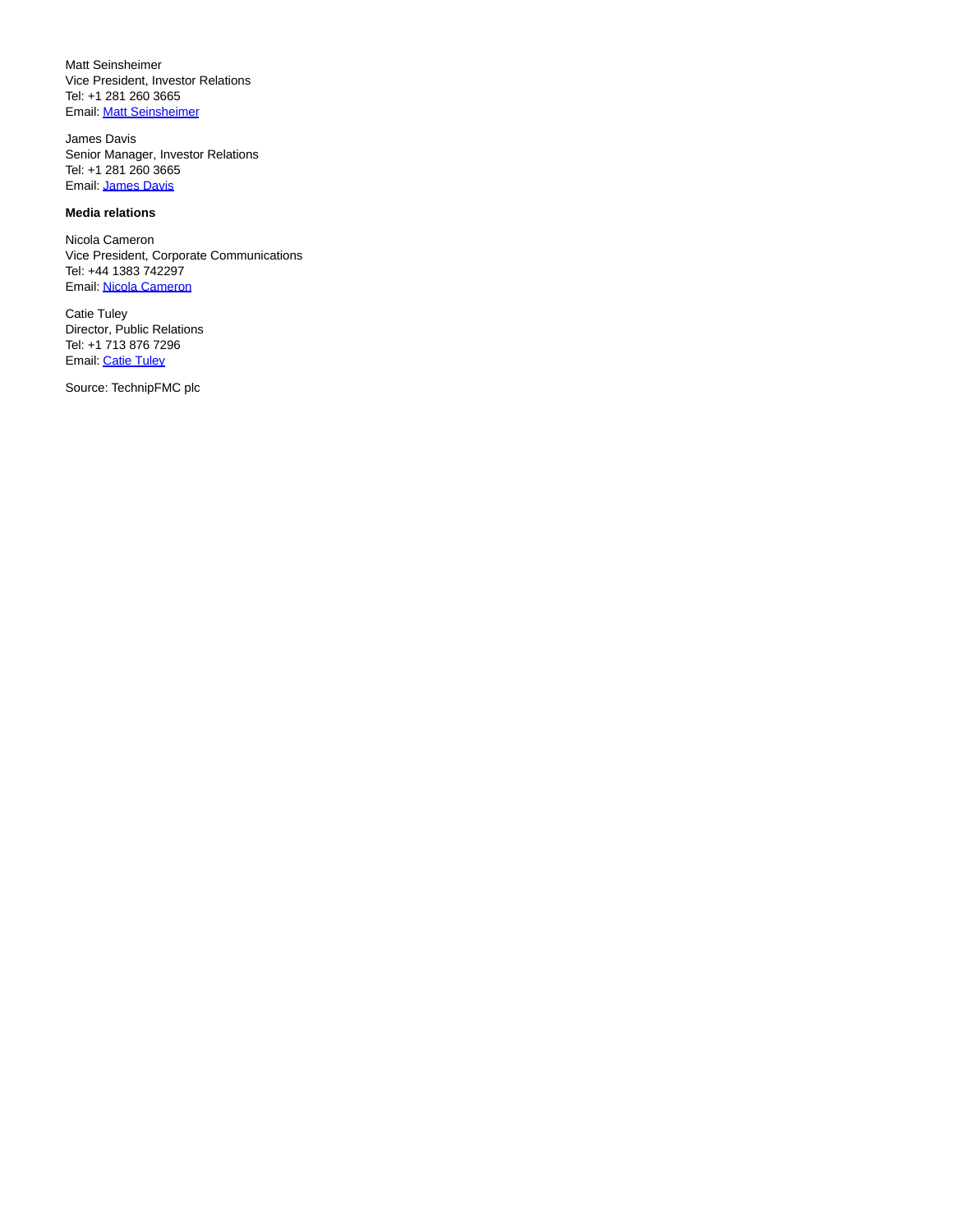Matt Seinsheimer
Vice President, Investor Relations
Tel: +1 281 260 3665
Email: Matt Seinsheimer

James Davis
Senior Manager, Investor Relations
Tel: +1 281 260 3665
Email: James Davis

**Media relations**

Nicola Cameron
Vice President, Corporate Communications
Tel: +44 1383 742297
Email: Nicola Cameron

Catie Tuley
Director, Public Relations
Tel: +1 713 876 7296
Email: Catie Tuley

Source: TechnipFMC plc